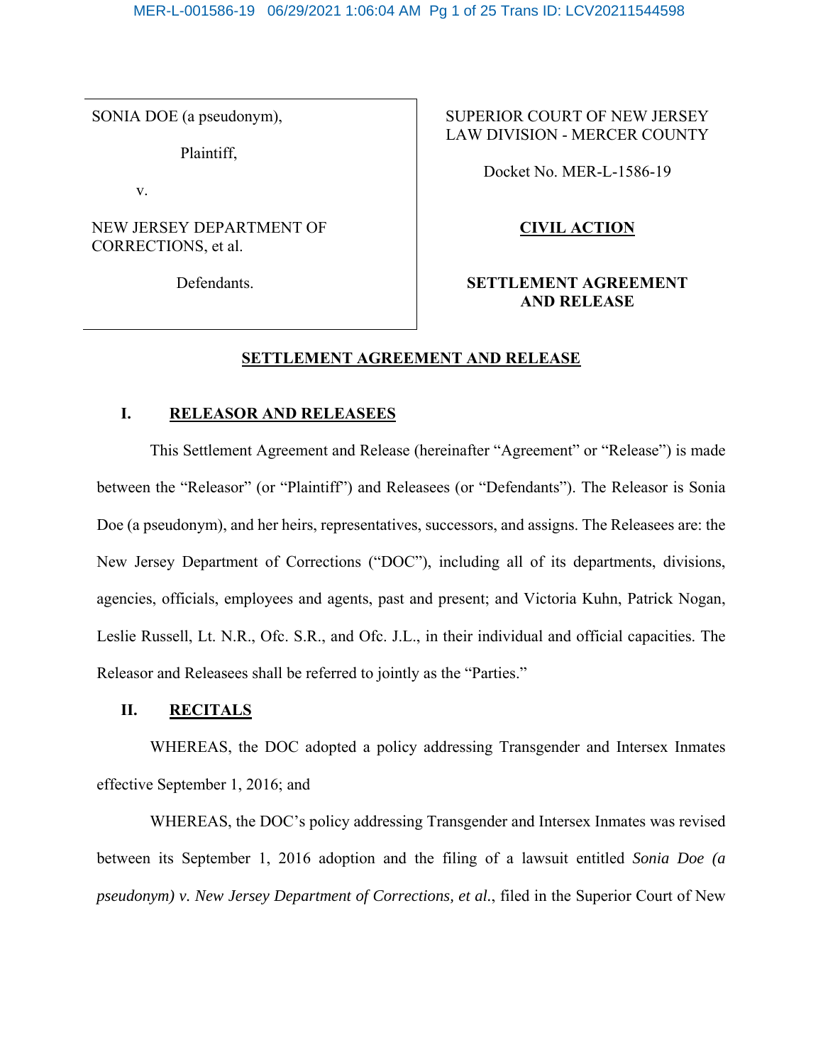SONIA DOE (a pseudonym),

Plaintiff,

v.

NEW JERSEY DEPARTMENT OF CORRECTIONS, et al.

Defendants.

SUPERIOR COURT OF NEW JERSEY
LAW DIVISION - MERCER COUNTY

Docket No. MER-L-1586-19

**CIVIL ACTION**

**SETTLEMENT AGREEMENT AND RELEASE**

# SETTLEMENT AGREEMENT AND RELEASE

## I. RELEASOR AND RELEASEES

This Settlement Agreement and Release (hereinafter "Agreement" or "Release") is made between the "Releasor" (or "Plaintiff") and Releasees (or "Defendants"). The Releasor is Sonia Doe (a pseudonym), and her heirs, representatives, successors, and assigns. The Releasees are: the New Jersey Department of Corrections ("DOC"), including all of its departments, divisions, agencies, officials, employees and agents, past and present; and Victoria Kuhn, Patrick Nogan, Leslie Russell, Lt. N.R., Ofc. S.R., and Ofc. J.L., in their individual and official capacities. The Releasor and Releasees shall be referred to jointly as the "Parties."

## II. RECITALS

WHEREAS, the DOC adopted a policy addressing Transgender and Intersex Inmates effective September 1, 2016; and

WHEREAS, the DOC's policy addressing Transgender and Intersex Inmates was revised between its September 1, 2016 adoption and the filing of a lawsuit entitled *Sonia Doe (a pseudonym) v. New Jersey Department of Corrections, et al.*, filed in the Superior Court of New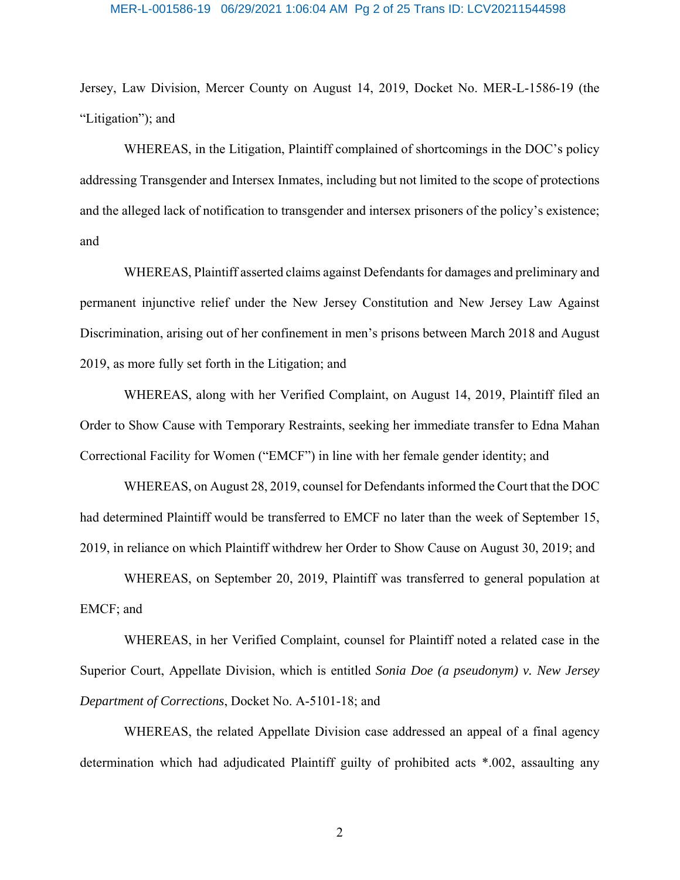Jersey, Law Division, Mercer County on August 14, 2019, Docket No. MER-L-1586-19 (the "Litigation"); and

WHEREAS, in the Litigation, Plaintiff complained of shortcomings in the DOC's policy addressing Transgender and Intersex Inmates, including but not limited to the scope of protections and the alleged lack of notification to transgender and intersex prisoners of the policy's existence; and

WHEREAS, Plaintiff asserted claims against Defendants for damages and preliminary and permanent injunctive relief under the New Jersey Constitution and New Jersey Law Against Discrimination, arising out of her confinement in men's prisons between March 2018 and August 2019, as more fully set forth in the Litigation; and

WHEREAS, along with her Verified Complaint, on August 14, 2019, Plaintiff filed an Order to Show Cause with Temporary Restraints, seeking her immediate transfer to Edna Mahan Correctional Facility for Women ("EMCF") in line with her female gender identity; and

WHEREAS, on August 28, 2019, counsel for Defendants informed the Court that the DOC had determined Plaintiff would be transferred to EMCF no later than the week of September 15, 2019, in reliance on which Plaintiff withdrew her Order to Show Cause on August 30, 2019; and

WHEREAS, on September 20, 2019, Plaintiff was transferred to general population at EMCF; and

WHEREAS, in her Verified Complaint, counsel for Plaintiff noted a related case in the Superior Court, Appellate Division, which is entitled *Sonia Doe (a pseudonym) v. New Jersey Department of Corrections*, Docket No. A-5101-18; and

WHEREAS, the related Appellate Division case addressed an appeal of a final agency determination which had adjudicated Plaintiff guilty of prohibited acts *.002, assaulting any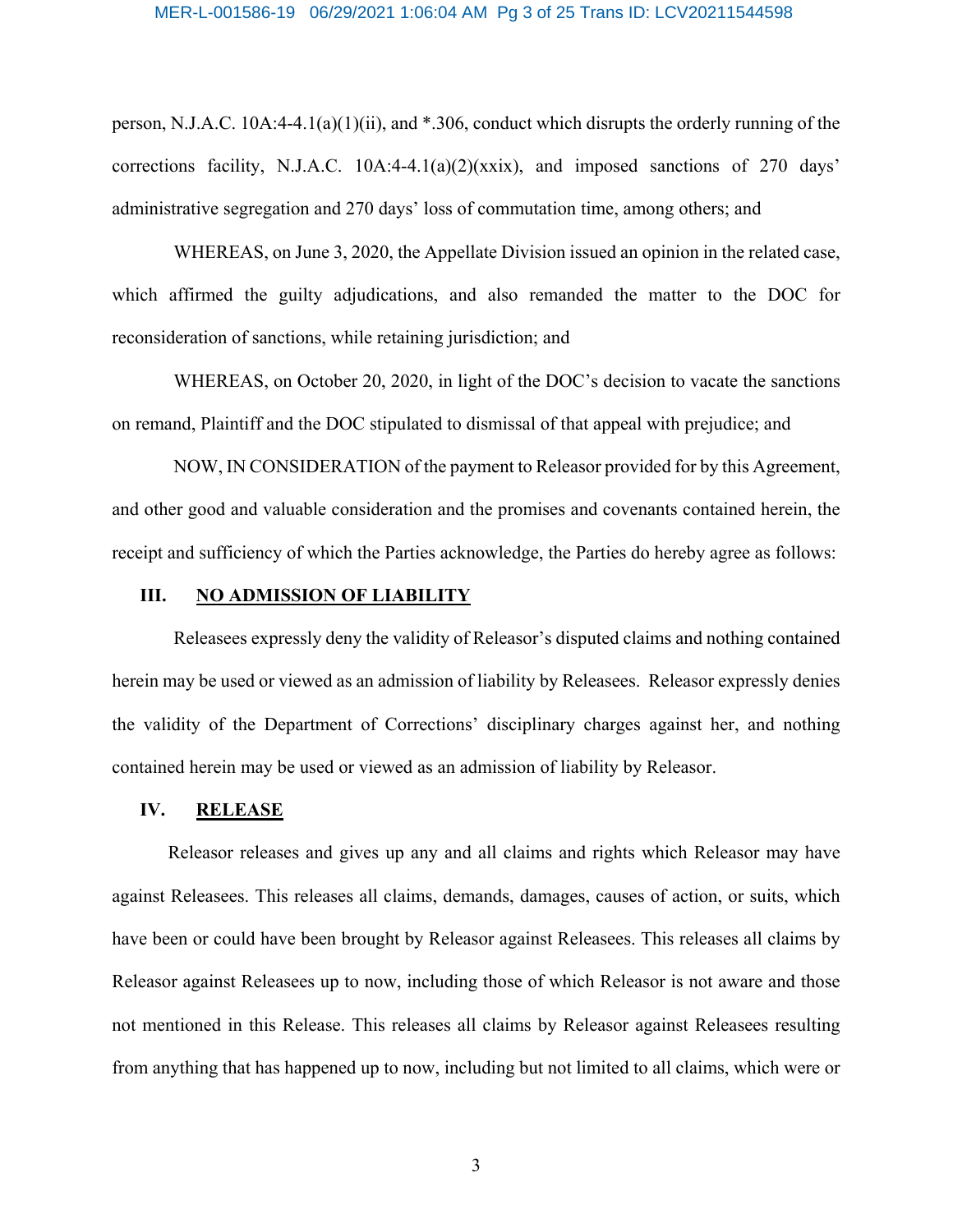person, N.J.A.C. 10A:4-4.1(a)(1)(ii), and *.306, conduct which disrupts the orderly running of the corrections facility, N.J.A.C. 10A:4-4.1(a)(2)(xxix), and imposed sanctions of 270 days' administrative segregation and 270 days' loss of commutation time, among others; and

WHEREAS, on June 3, 2020, the Appellate Division issued an opinion in the related case, which affirmed the guilty adjudications, and also remanded the matter to the DOC for reconsideration of sanctions, while retaining jurisdiction; and

WHEREAS, on October 20, 2020, in light of the DOC's decision to vacate the sanctions on remand, Plaintiff and the DOC stipulated to dismissal of that appeal with prejudice; and

NOW, IN CONSIDERATION of the payment to Releasor provided for by this Agreement, and other good and valuable consideration and the promises and covenants contained herein, the receipt and sufficiency of which the Parties acknowledge, the Parties do hereby agree as follows:

## III. NO ADMISSION OF LIABILITY

Releasees expressly deny the validity of Releasor's disputed claims and nothing contained herein may be used or viewed as an admission of liability by Releasees. Releasor expressly denies the validity of the Department of Corrections' disciplinary charges against her, and nothing contained herein may be used or viewed as an admission of liability by Releasor.

## IV. RELEASE

Releasor releases and gives up any and all claims and rights which Releasor may have against Releasees. This releases all claims, demands, damages, causes of action, or suits, which have been or could have been brought by Releasor against Releasees. This releases all claims by Releasor against Releasees up to now, including those of which Releasor is not aware and those not mentioned in this Release. This releases all claims by Releasor against Releasees resulting from anything that has happened up to now, including but not limited to all claims, which were or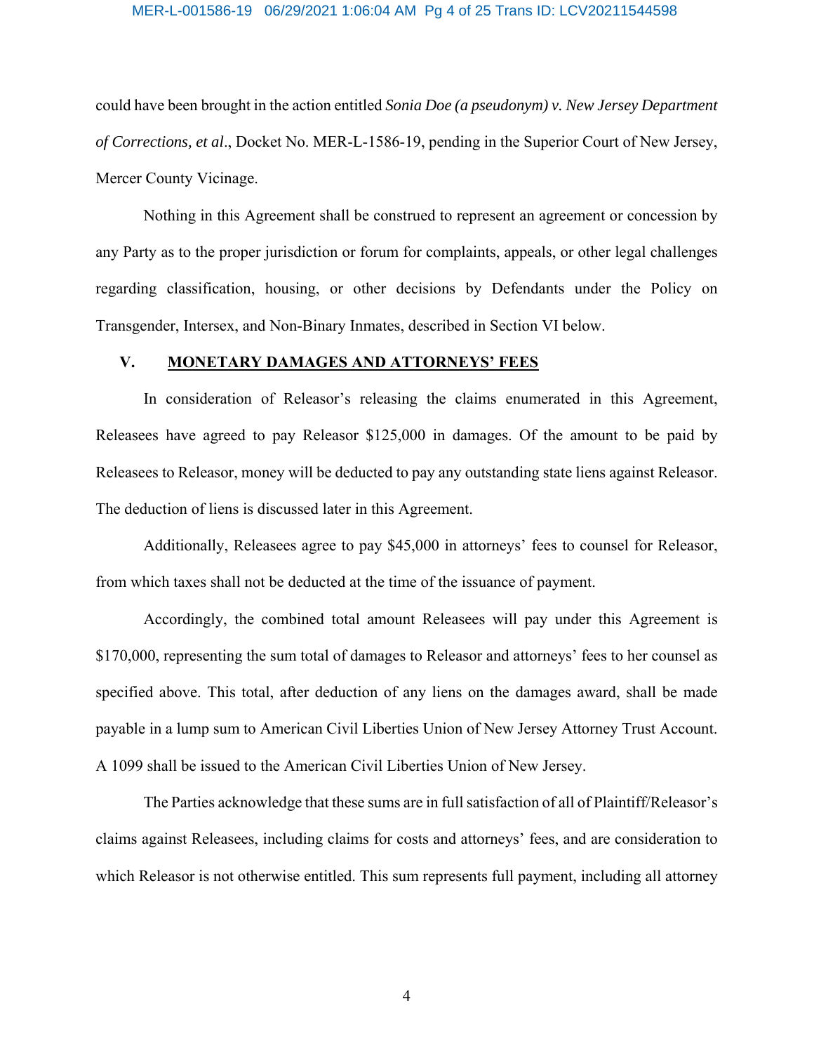could have been brought in the action entitled *Sonia Doe (a pseudonym) v. New Jersey Department of Corrections, et al*., Docket No. MER-L-1586-19, pending in the Superior Court of New Jersey, Mercer County Vicinage.

Nothing in this Agreement shall be construed to represent an agreement or concession by any Party as to the proper jurisdiction or forum for complaints, appeals, or other legal challenges regarding classification, housing, or other decisions by Defendants under the Policy on Transgender, Intersex, and Non-Binary Inmates, described in Section VI below.

## V. MONETARY DAMAGES AND ATTORNEYS' FEES

In consideration of Releasor's releasing the claims enumerated in this Agreement, Releasees have agreed to pay Releasor $125,000 in damages. Of the amount to be paid by Releasees to Releasor, money will be deducted to pay any outstanding state liens against Releasor. The deduction of liens is discussed later in this Agreement.

Additionally, Releasees agree to pay $45,000 in attorneys' fees to counsel for Releasor, from which taxes shall not be deducted at the time of the issuance of payment.

Accordingly, the combined total amount Releasees will pay under this Agreement is $170,000, representing the sum total of damages to Releasor and attorneys' fees to her counsel as specified above. This total, after deduction of any liens on the damages award, shall be made payable in a lump sum to American Civil Liberties Union of New Jersey Attorney Trust Account. A 1099 shall be issued to the American Civil Liberties Union of New Jersey.

The Parties acknowledge that these sums are in full satisfaction of all of Plaintiff/Releasor's claims against Releasees, including claims for costs and attorneys' fees, and are consideration to which Releasor is not otherwise entitled. This sum represents full payment, including all attorney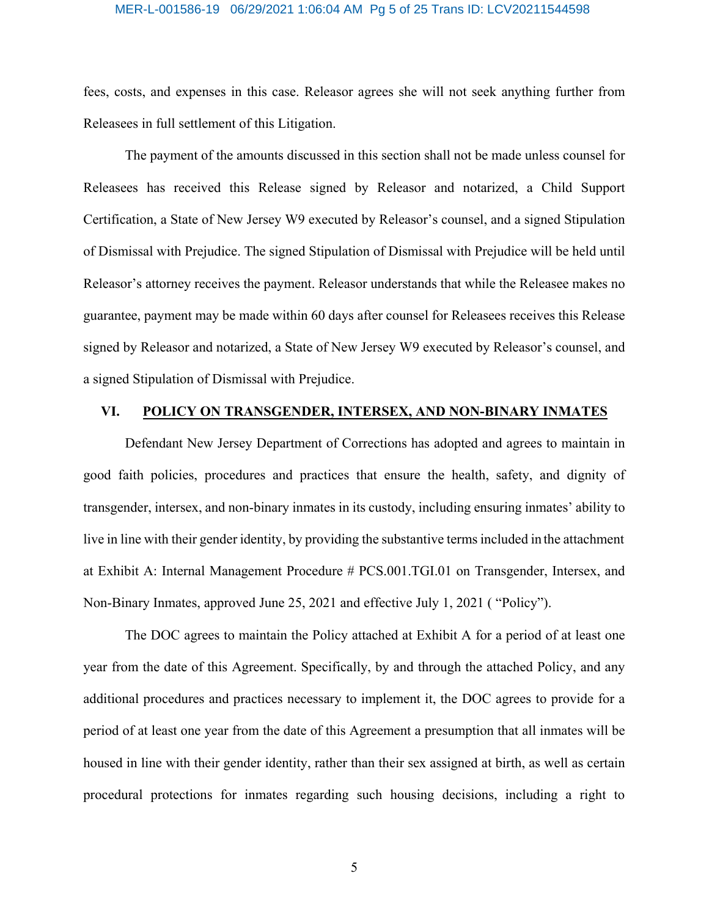fees, costs, and expenses in this case. Releasor agrees she will not seek anything further from Releasees in full settlement of this Litigation.

The payment of the amounts discussed in this section shall not be made unless counsel for Releasees has received this Release signed by Releasor and notarized, a Child Support Certification, a State of New Jersey W9 executed by Releasor's counsel, and a signed Stipulation of Dismissal with Prejudice. The signed Stipulation of Dismissal with Prejudice will be held until Releasor's attorney receives the payment. Releasor understands that while the Releasee makes no guarantee, payment may be made within 60 days after counsel for Releasees receives this Release signed by Releasor and notarized, a State of New Jersey W9 executed by Releasor's counsel, and a signed Stipulation of Dismissal with Prejudice.

## VI. POLICY ON TRANSGENDER, INTERSEX, AND NON-BINARY INMATES

Defendant New Jersey Department of Corrections has adopted and agrees to maintain in good faith policies, procedures and practices that ensure the health, safety, and dignity of transgender, intersex, and non-binary inmates in its custody, including ensuring inmates' ability to live in line with their gender identity, by providing the substantive terms included in the attachment at Exhibit A: Internal Management Procedure # PCS.001.TGI.01 on Transgender, Intersex, and Non-Binary Inmates, approved June 25, 2021 and effective July 1, 2021 ( "Policy").

The DOC agrees to maintain the Policy attached at Exhibit A for a period of at least one year from the date of this Agreement. Specifically, by and through the attached Policy, and any additional procedures and practices necessary to implement it, the DOC agrees to provide for a period of at least one year from the date of this Agreement a presumption that all inmates will be housed in line with their gender identity, rather than their sex assigned at birth, as well as certain procedural protections for inmates regarding such housing decisions, including a right to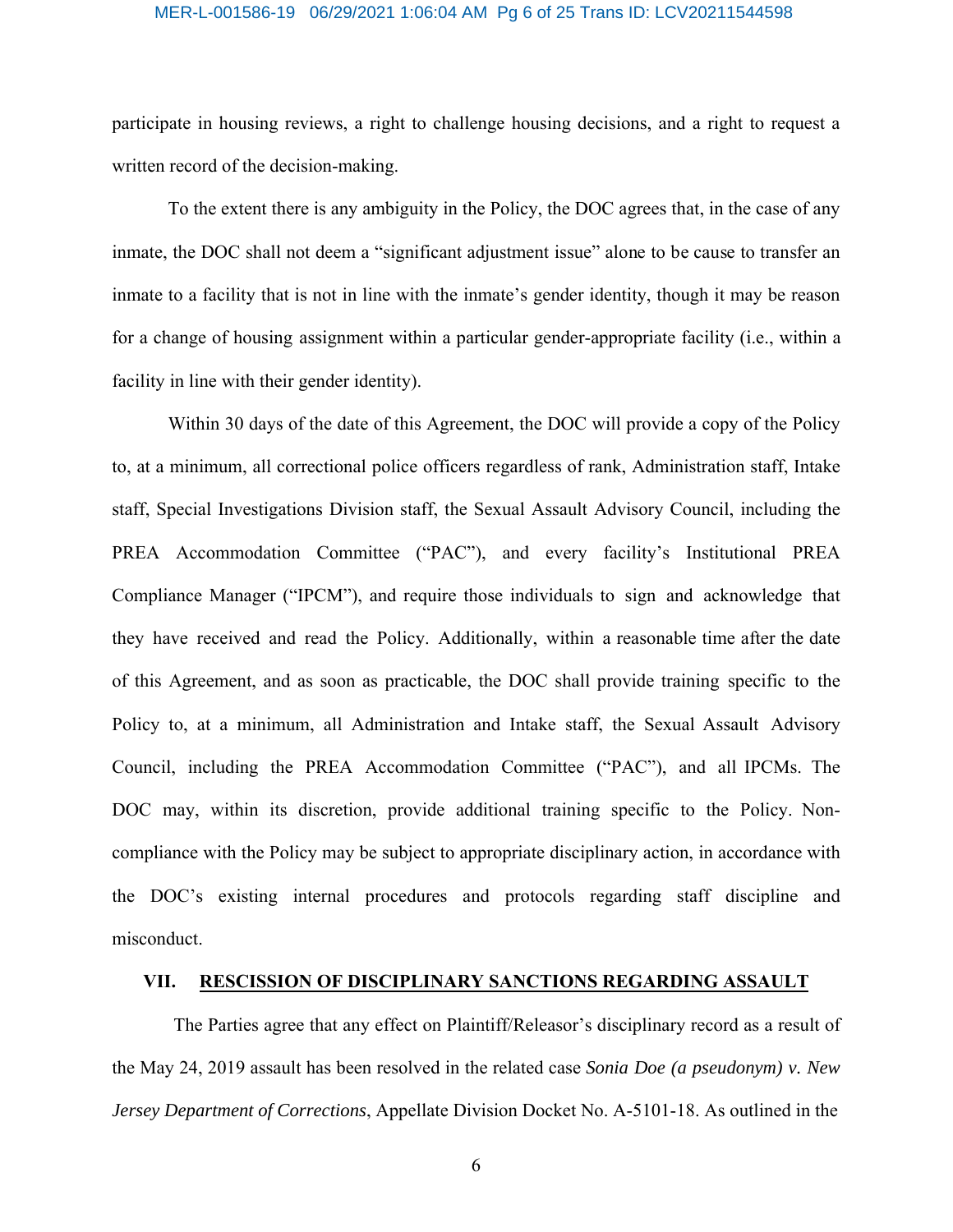participate in housing reviews, a right to challenge housing decisions, and a right to request a written record of the decision-making.

To the extent there is any ambiguity in the Policy, the DOC agrees that, in the case of any inmate, the DOC shall not deem a "significant adjustment issue" alone to be cause to transfer an inmate to a facility that is not in line with the inmate's gender identity, though it may be reason for a change of housing assignment within a particular gender-appropriate facility (i.e., within a facility in line with their gender identity).

Within 30 days of the date of this Agreement, the DOC will provide a copy of the Policy to, at a minimum, all correctional police officers regardless of rank, Administration staff, Intake staff, Special Investigations Division staff, the Sexual Assault Advisory Council, including the PREA Accommodation Committee ("PAC"), and every facility's Institutional PREA Compliance Manager ("IPCM"), and require those individuals to sign and acknowledge that they have received and read the Policy. Additionally, within a reasonable time after the date of this Agreement, and as soon as practicable, the DOC shall provide training specific to the Policy to, at a minimum, all Administration and Intake staff, the Sexual Assault Advisory Council, including the PREA Accommodation Committee ("PAC"), and all IPCMs. The DOC may, within its discretion, provide additional training specific to the Policy. Non-compliance with the Policy may be subject to appropriate disciplinary action, in accordance with the DOC's existing internal procedures and protocols regarding staff discipline and misconduct.

## VII. RESCISSION OF DISCIPLINARY SANCTIONS REGARDING ASSAULT

The Parties agree that any effect on Plaintiff/Releasor's disciplinary record as a result of the May 24, 2019 assault has been resolved in the related case *Sonia Doe (a pseudonym) v. New Jersey Department of Corrections*, Appellate Division Docket No. A-5101-18. As outlined in the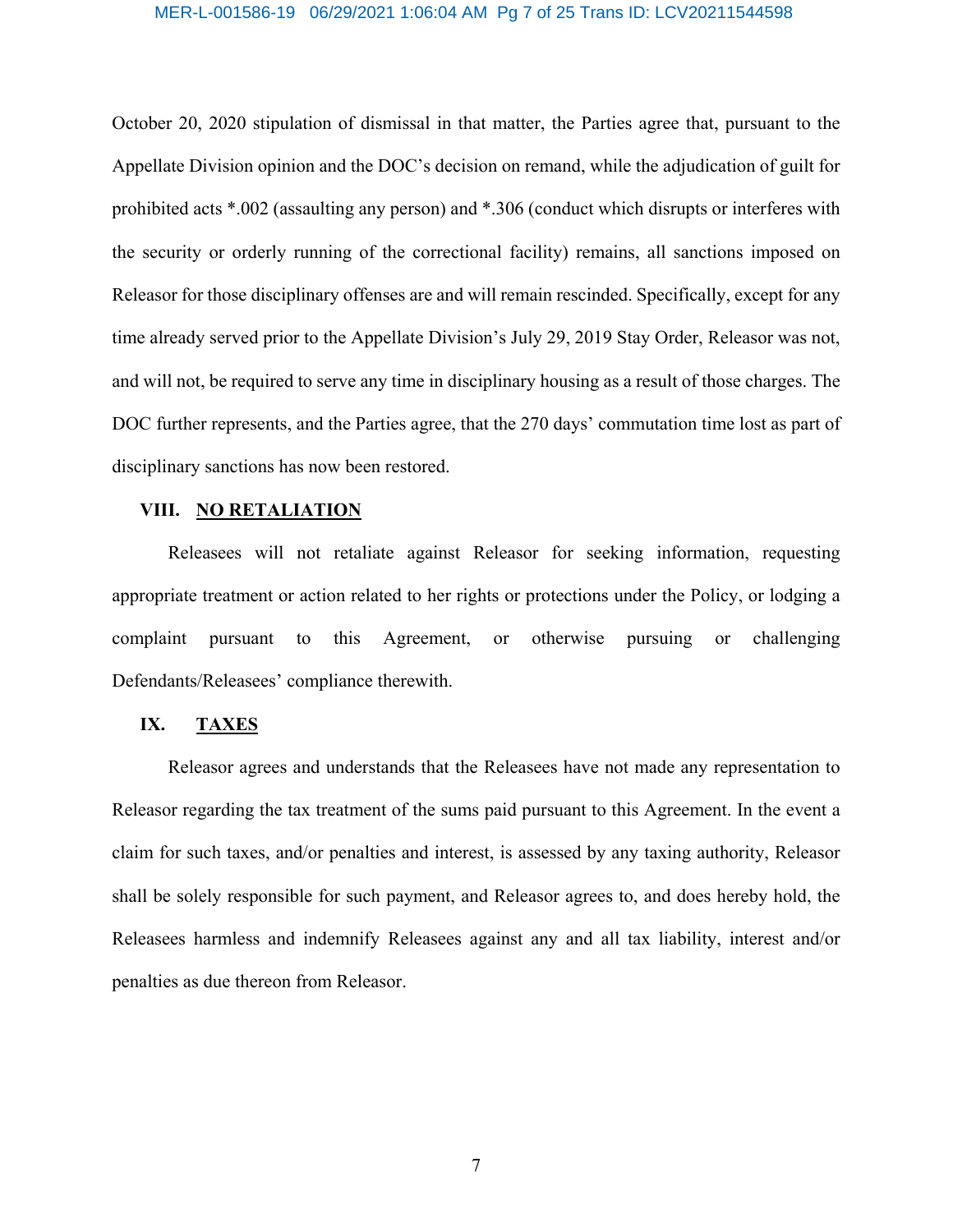October 20, 2020 stipulation of dismissal in that matter, the Parties agree that, pursuant to the Appellate Division opinion and the DOC's decision on remand, while the adjudication of guilt for prohibited acts *.002 (assaulting any person) and *.306 (conduct which disrupts or interferes with the security or orderly running of the correctional facility) remains, all sanctions imposed on Releasor for those disciplinary offenses are and will remain rescinded. Specifically, except for any time already served prior to the Appellate Division's July 29, 2019 Stay Order, Releasor was not, and will not, be required to serve any time in disciplinary housing as a result of those charges. The DOC further represents, and the Parties agree, that the 270 days' commutation time lost as part of disciplinary sanctions has now been restored.

## VIII. NO RETALIATION

Releasees will not retaliate against Releasor for seeking information, requesting appropriate treatment or action related to her rights or protections under the Policy, or lodging a complaint pursuant to this Agreement, or otherwise pursuing or challenging Defendants/Releasees' compliance therewith.

## IX. TAXES

Releasor agrees and understands that the Releasees have not made any representation to Releasor regarding the tax treatment of the sums paid pursuant to this Agreement. In the event a claim for such taxes, and/or penalties and interest, is assessed by any taxing authority, Releasor shall be solely responsible for such payment, and Releasor agrees to, and does hereby hold, the Releasees harmless and indemnify Releasees against any and all tax liability, interest and/or penalties as due thereon from Releasor.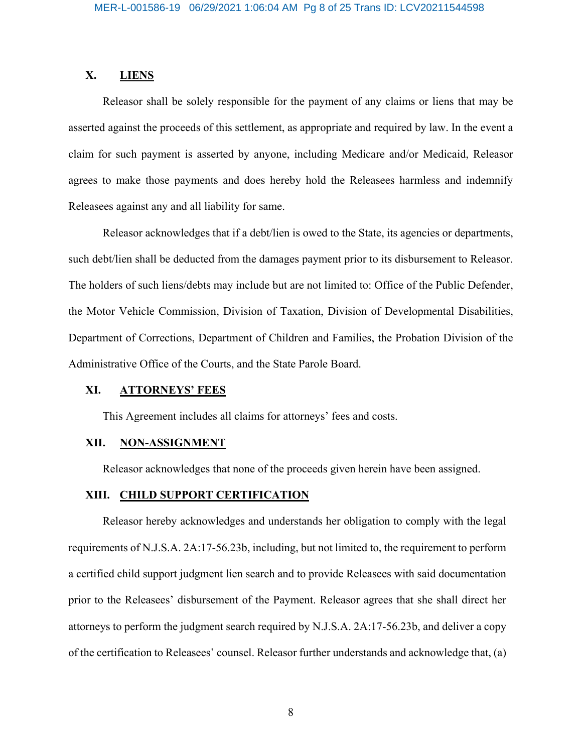## X. LIENS

Releasor shall be solely responsible for the payment of any claims or liens that may be asserted against the proceeds of this settlement, as appropriate and required by law. In the event a claim for such payment is asserted by anyone, including Medicare and/or Medicaid, Releasor agrees to make those payments and does hereby hold the Releasees harmless and indemnify Releasees against any and all liability for same.

Releasor acknowledges that if a debt/lien is owed to the State, its agencies or departments, such debt/lien shall be deducted from the damages payment prior to its disbursement to Releasor. The holders of such liens/debts may include but are not limited to: Office of the Public Defender, the Motor Vehicle Commission, Division of Taxation, Division of Developmental Disabilities, Department of Corrections, Department of Children and Families, the Probation Division of the Administrative Office of the Courts, and the State Parole Board.

## XI. ATTORNEYS' FEES

This Agreement includes all claims for attorneys' fees and costs.

## XII. NON-ASSIGNMENT

Releasor acknowledges that none of the proceeds given herein have been assigned.

## XIII. CHILD SUPPORT CERTIFICATION

Releasor hereby acknowledges and understands her obligation to comply with the legal requirements of N.J.S.A. 2A:17-56.23b, including, but not limited to, the requirement to perform a certified child support judgment lien search and to provide Releasees with said documentation prior to the Releasees' disbursement of the Payment. Releasor agrees that she shall direct her attorneys to perform the judgment search required by N.J.S.A. 2A:17-56.23b, and deliver a copy of the certification to Releasees' counsel. Releasor further understands and acknowledge that, (a)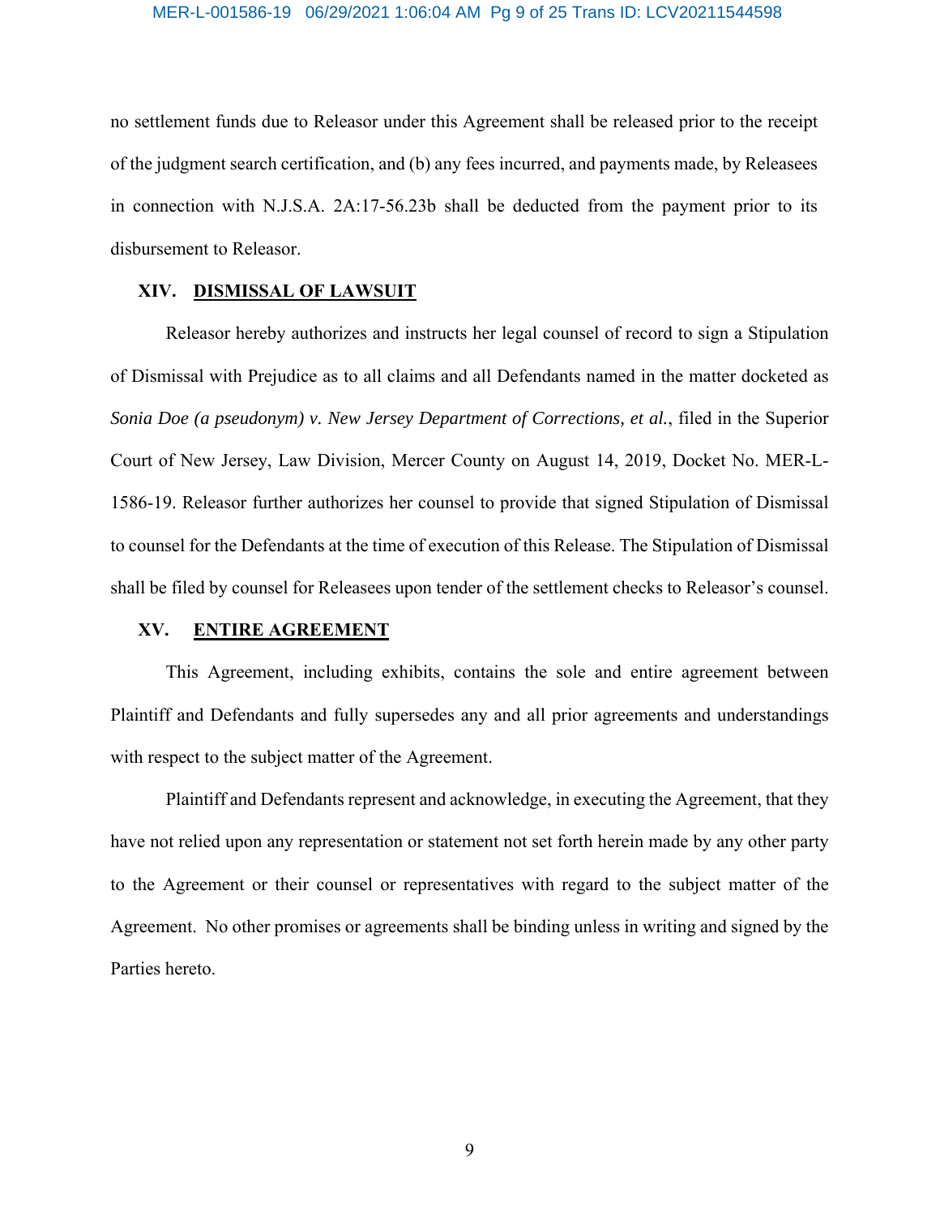no settlement funds due to Releasor under this Agreement shall be released prior to the receipt of the judgment search certification, and (b) any fees incurred, and payments made, by Releasees in connection with N.J.S.A. 2A:17-56.23b shall be deducted from the payment prior to its disbursement to Releasor.

## XIV. DISMISSAL OF LAWSUIT

Releasor hereby authorizes and instructs her legal counsel of record to sign a Stipulation of Dismissal with Prejudice as to all claims and all Defendants named in the matter docketed as *Sonia Doe (a pseudonym) v. New Jersey Department of Corrections, et al.*, filed in the Superior Court of New Jersey, Law Division, Mercer County on August 14, 2019, Docket No. MER-L-1586-19. Releasor further authorizes her counsel to provide that signed Stipulation of Dismissal to counsel for the Defendants at the time of execution of this Release. The Stipulation of Dismissal shall be filed by counsel for Releasees upon tender of the settlement checks to Releasor's counsel.

## XV. ENTIRE AGREEMENT

This Agreement, including exhibits, contains the sole and entire agreement between Plaintiff and Defendants and fully supersedes any and all prior agreements and understandings with respect to the subject matter of the Agreement.

Plaintiff and Defendants represent and acknowledge, in executing the Agreement, that they have not relied upon any representation or statement not set forth herein made by any other party to the Agreement or their counsel or representatives with regard to the subject matter of the Agreement. No other promises or agreements shall be binding unless in writing and signed by the Parties hereto.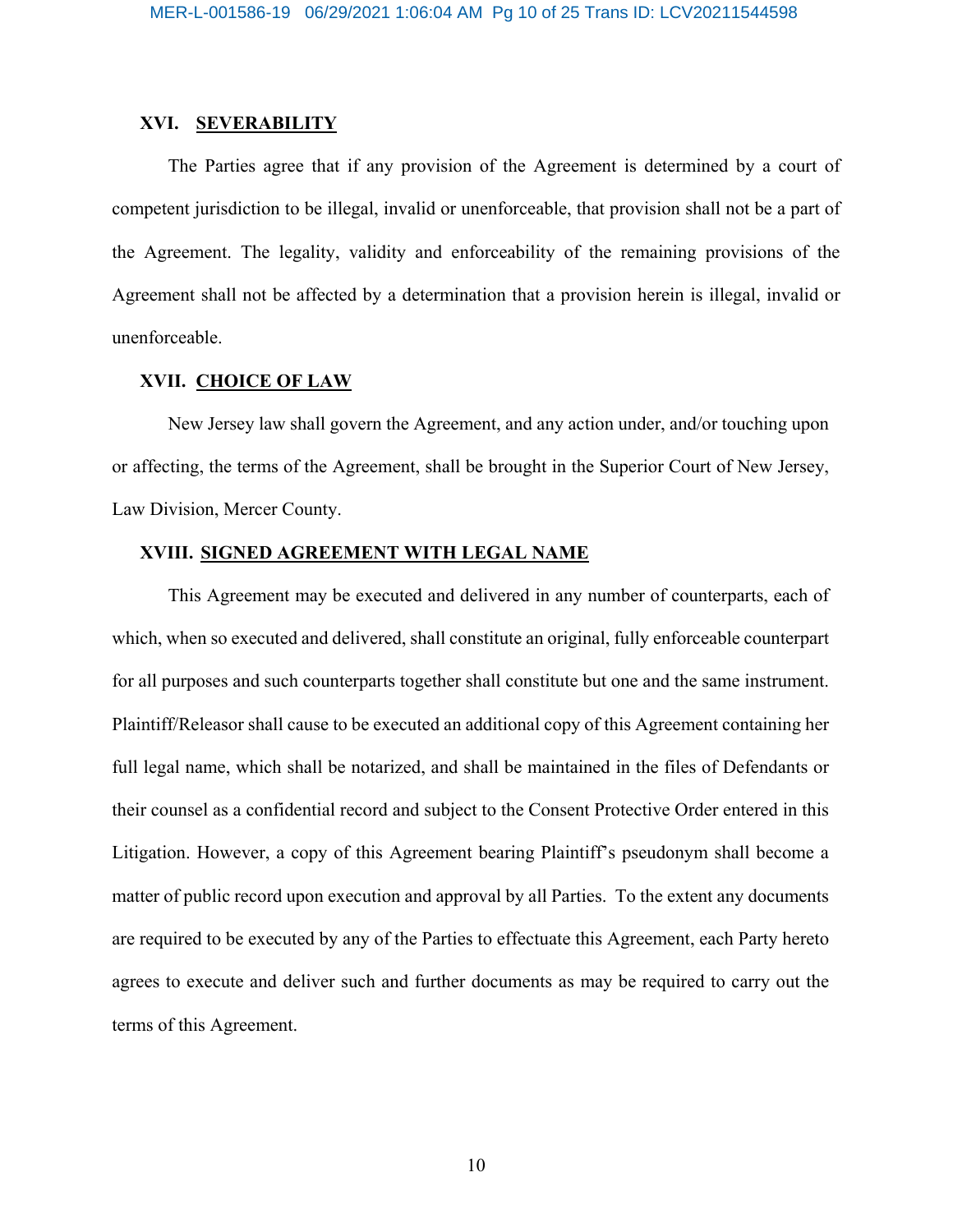### XVI. SEVERABILITY

The Parties agree that if any provision of the Agreement is determined by a court of competent jurisdiction to be illegal, invalid or unenforceable, that provision shall not be a part of the Agreement. The legality, validity and enforceability of the remaining provisions of the Agreement shall not be affected by a determination that a provision herein is illegal, invalid or unenforceable.

### XVII. CHOICE OF LAW

New Jersey law shall govern the Agreement, and any action under, and/or touching upon or affecting, the terms of the Agreement, shall be brought in the Superior Court of New Jersey, Law Division, Mercer County.

### XVIII. SIGNED AGREEMENT WITH LEGAL NAME

This Agreement may be executed and delivered in any number of counterparts, each of which, when so executed and delivered, shall constitute an original, fully enforceable counterpart for all purposes and such counterparts together shall constitute but one and the same instrument. Plaintiff/Releasor shall cause to be executed an additional copy of this Agreement containing her full legal name, which shall be notarized, and shall be maintained in the files of Defendants or their counsel as a confidential record and subject to the Consent Protective Order entered in this Litigation. However, a copy of this Agreement bearing Plaintiff's pseudonym shall become a matter of public record upon execution and approval by all Parties. To the extent any documents are required to be executed by any of the Parties to effectuate this Agreement, each Party hereto agrees to execute and deliver such and further documents as may be required to carry out the terms of this Agreement.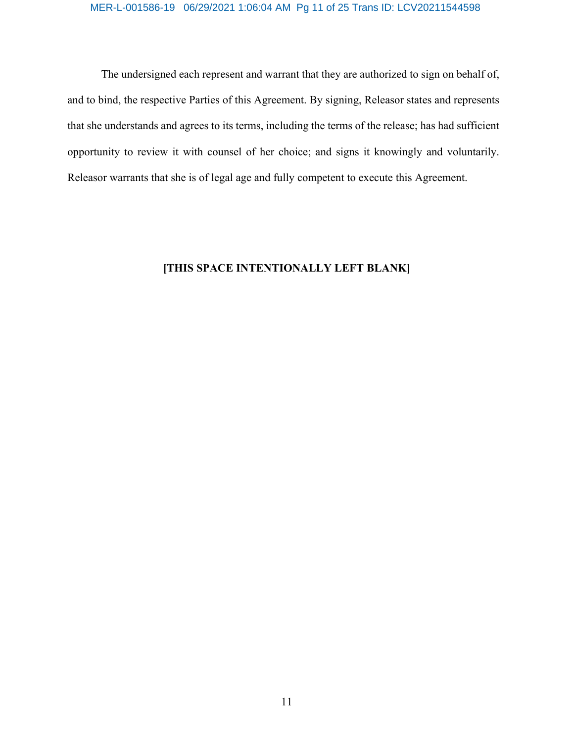The undersigned each represent and warrant that they are authorized to sign on behalf of, and to bind, the respective Parties of this Agreement. By signing, Releasor states and represents that she understands and agrees to its terms, including the terms of the release; has had sufficient opportunity to review it with counsel of her choice; and signs it knowingly and voluntarily. Releasor warrants that she is of legal age and fully competent to execute this Agreement.

**[THIS SPACE INTENTIONALLY LEFT BLANK]**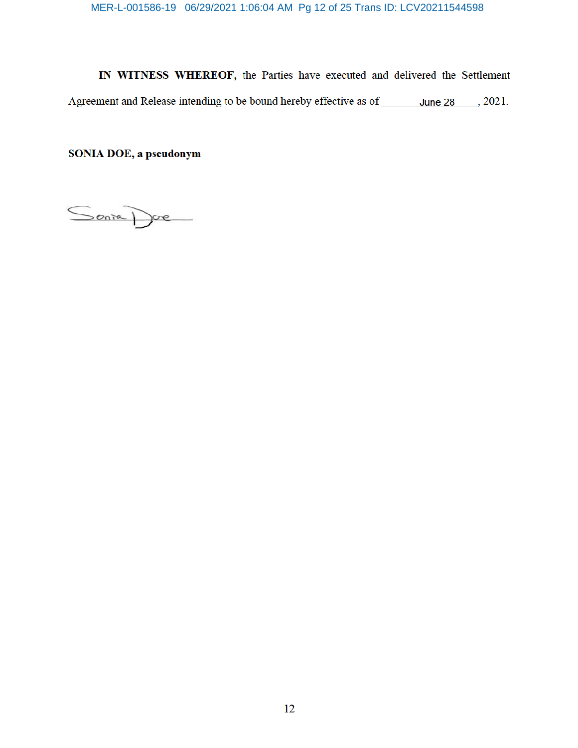**IN WITNESS WHEREOF**, the Parties have executed and delivered the Settlement Agreement and Release intending to be bound hereby effective as of \_\_\_\_\_\_June 28\_\_\_\_\_\_, 2021.

**SONIA DOE, a pseudonym**

Sonia Doe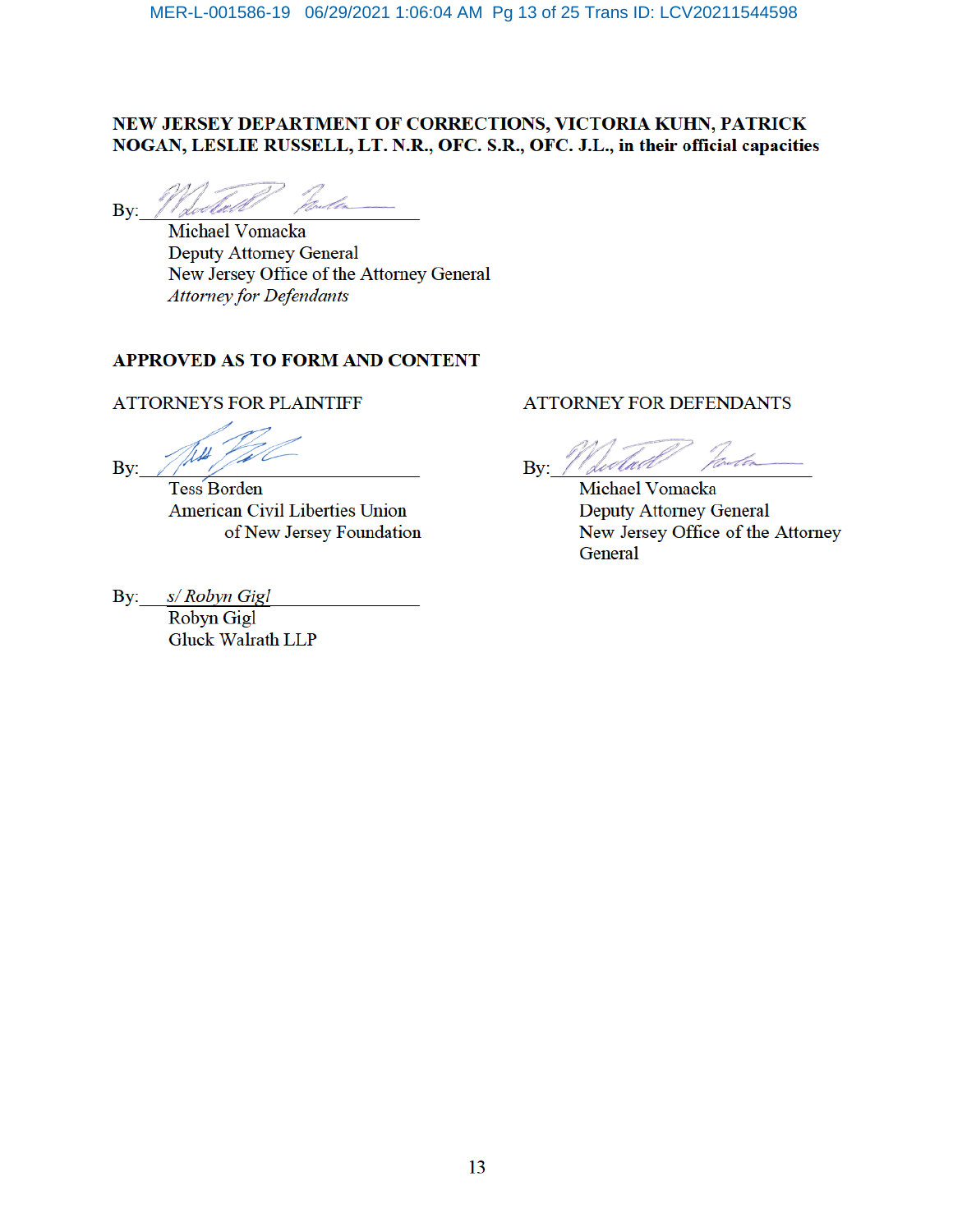**NEW JERSEY DEPARTMENT OF CORRECTIONS, VICTORIA KUHN, PATRICK NOGAN, LESLIE RUSSELL, LT. N.R., OFC. S.R., OFC. J.L., in their official capacities**

By: ______________________________

Michael Vomacka
Deputy Attorney General
New Jersey Office of the Attorney General
*Attorney for Defendants*

**APPROVED AS TO FORM AND CONTENT**

ATTORNEYS FOR PLAINTIFF

By: ______________________________

Tess Borden
American Civil Liberties Union
of New Jersey Foundation

By: *s/ Robyn Gigl*

Robyn Gigl
Gluck Walrath LLP

ATTORNEY FOR DEFENDANTS

By: ______________________________

Michael Vomacka
Deputy Attorney General
New Jersey Office of the Attorney General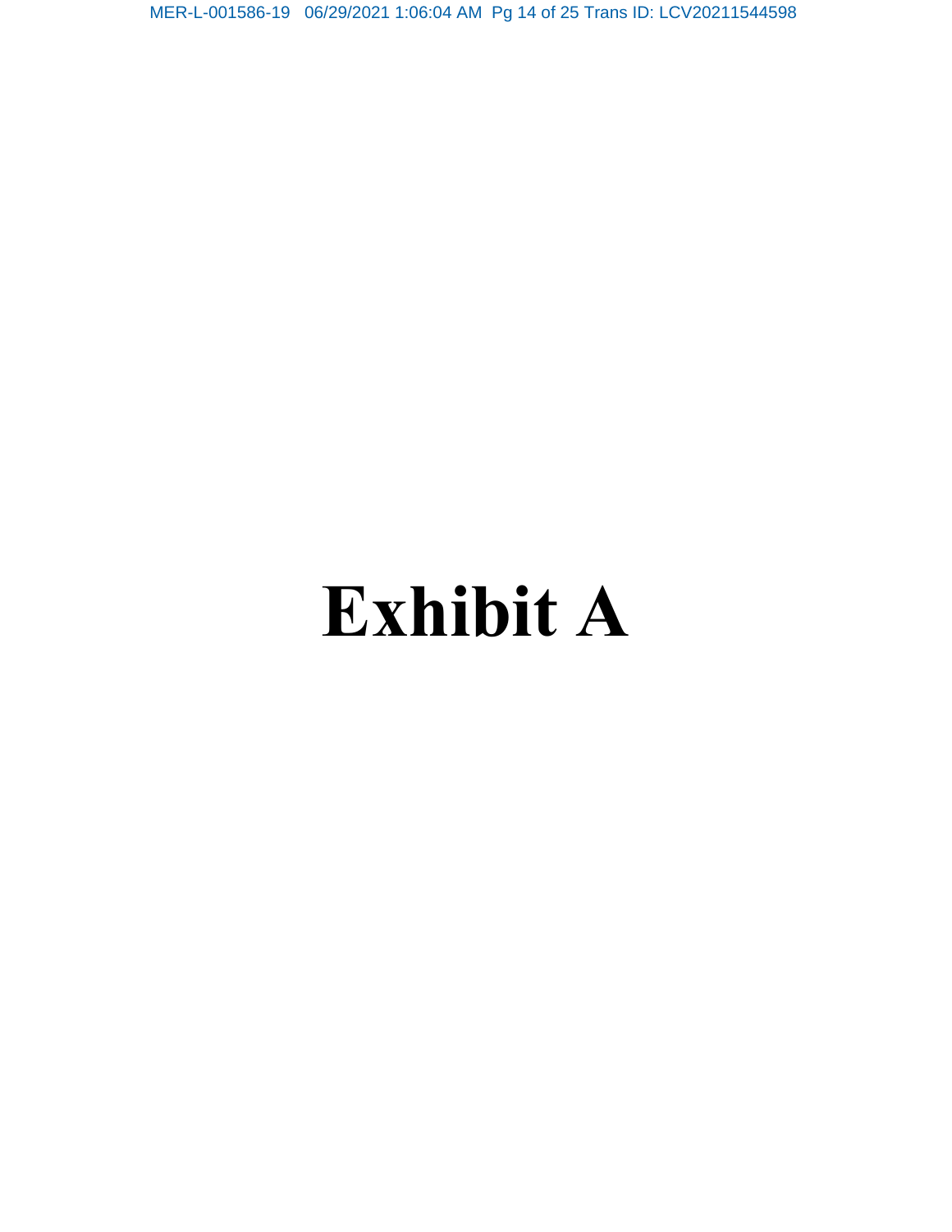# Exhibit A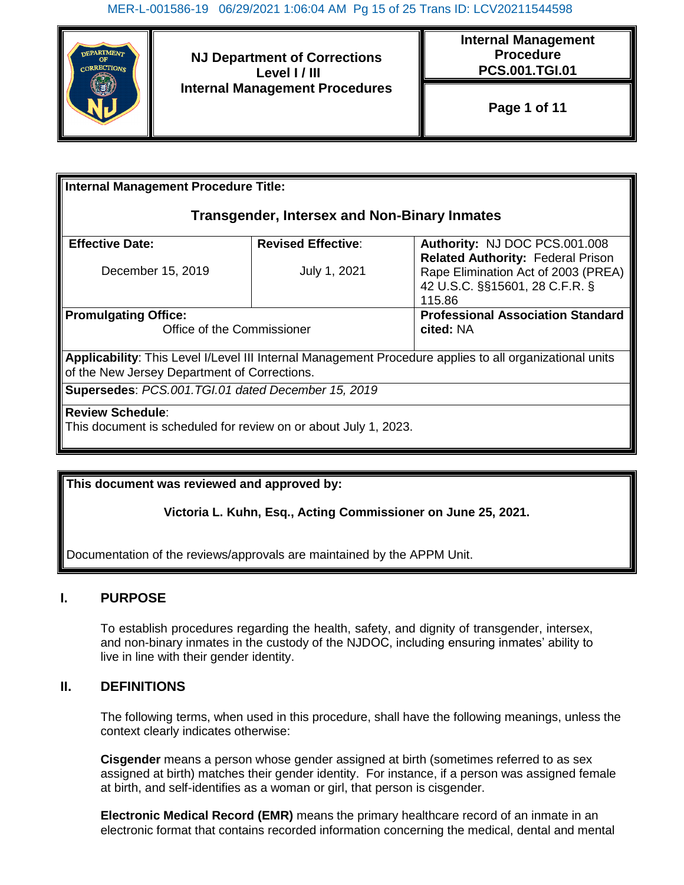| | NJ Department of Corrections<br>Level I / III<br>Internal Management Procedures | Internal Management Procedure<br>PCS.001.TGI.01 |
|---|---|---|
| | | Page 1 of 11 |

| **Internal Management Procedure Title:**<br>**Transgender, Intersex and Non-Binary Inmates** | | |
|---|---|---|
| **Effective Date:**<br>December 15, 2019 | **Revised Effective:**<br>July 1, 2021 | **Authority:** NJ DOC PCS.001.008<br>**Related Authority:** Federal Prison Rape Elimination Act of 2003 (PREA) 42 U.S.C. §§15601, 28 C.F.R. § 115.86 |
| **Promulgating Office:**<br>Office of the Commissioner | | **Professional Association Standard cited:** NA |
| **Applicability**: This Level I/Level III Internal Management Procedure applies to all organizational units of the New Jersey Department of Corrections. | | |
| **Supersedes**: *PCS.001.TGI.01 dated December 15, 2019* | | |
| **Review Schedule**:<br>This document is scheduled for review on or about July 1, 2023. | | |

| **This document was reviewed and approved by:** |
|---|
| **Victoria L. Kuhn, Esq., Acting Commissioner on June 25, 2021.** |
| Documentation of the reviews/approvals are maintained by the APPM Unit. |

## I. PURPOSE

To establish procedures regarding the health, safety, and dignity of transgender, intersex, and non-binary inmates in the custody of the NJDOC, including ensuring inmates' ability to live in line with their gender identity.

## II. DEFINITIONS

The following terms, when used in this procedure, shall have the following meanings, unless the context clearly indicates otherwise:

**Cisgender** means a person whose gender assigned at birth (sometimes referred to as sex assigned at birth) matches their gender identity. For instance, if a person was assigned female at birth, and self-identifies as a woman or girl, that person is cisgender.

**Electronic Medical Record (EMR)** means the primary healthcare record of an inmate in an electronic format that contains recorded information concerning the medical, dental and mental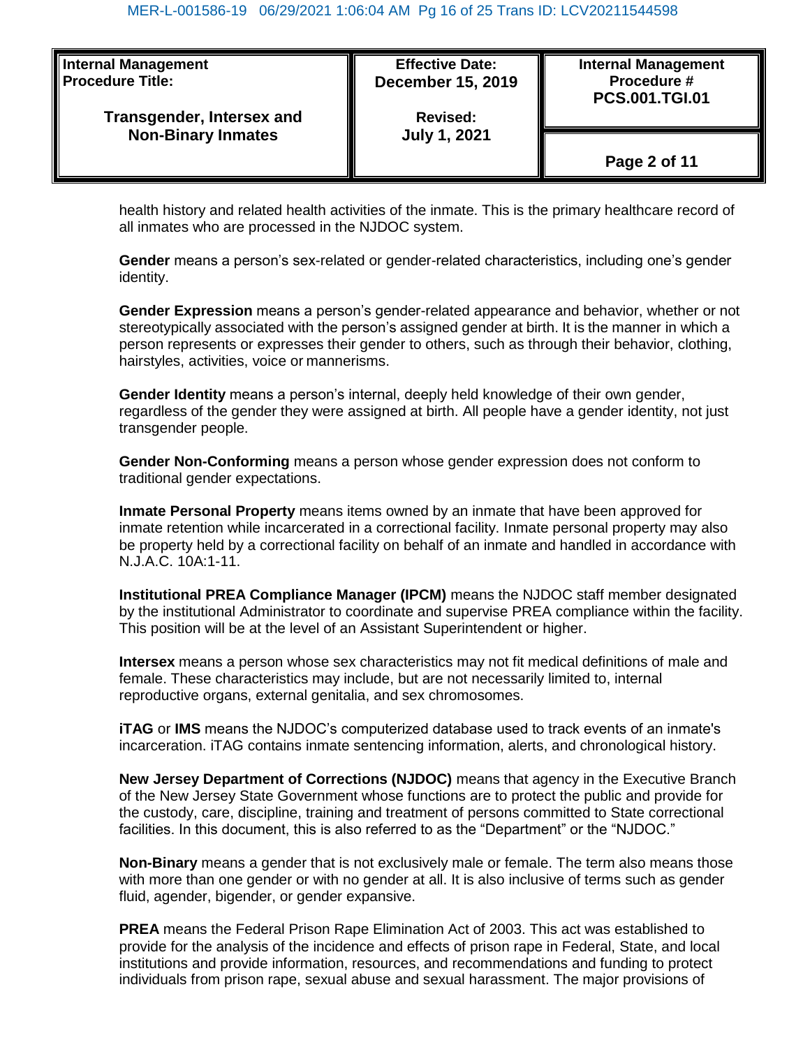health history and related health activities of the inmate. This is the primary healthcare record of all inmates who are processed in the NJDOC system.

**Gender** means a person's sex-related or gender-related characteristics, including one's gender identity.

**Gender Expression** means a person's gender-related appearance and behavior, whether or not stereotypically associated with the person's assigned gender at birth. It is the manner in which a person represents or expresses their gender to others, such as through their behavior, clothing, hairstyles, activities, voice or mannerisms.

**Gender Identity** means a person's internal, deeply held knowledge of their own gender, regardless of the gender they were assigned at birth. All people have a gender identity, not just transgender people.

**Gender Non-Conforming** means a person whose gender expression does not conform to traditional gender expectations.

**Inmate Personal Property** means items owned by an inmate that have been approved for inmate retention while incarcerated in a correctional facility. Inmate personal property may also be property held by a correctional facility on behalf of an inmate and handled in accordance with N.J.A.C. 10A:1-11.

**Institutional PREA Compliance Manager (IPCM)** means the NJDOC staff member designated by the institutional Administrator to coordinate and supervise PREA compliance within the facility. This position will be at the level of an Assistant Superintendent or higher.

**Intersex** means a person whose sex characteristics may not fit medical definitions of male and female. These characteristics may include, but are not necessarily limited to, internal reproductive organs, external genitalia, and sex chromosomes.

**iTAG** or **IMS** means the NJDOC's computerized database used to track events of an inmate's incarceration. iTAG contains inmate sentencing information, alerts, and chronological history.

**New Jersey Department of Corrections (NJDOC)** means that agency in the Executive Branch of the New Jersey State Government whose functions are to protect the public and provide for the custody, care, discipline, training and treatment of persons committed to State correctional facilities. In this document, this is also referred to as the "Department" or the "NJDOC."

**Non-Binary** means a gender that is not exclusively male or female. The term also means those with more than one gender or with no gender at all. It is also inclusive of terms such as gender fluid, agender, bigender, or gender expansive.

**PREA** means the Federal Prison Rape Elimination Act of 2003. This act was established to provide for the analysis of the incidence and effects of prison rape in Federal, State, and local institutions and provide information, resources, and recommendations and funding to protect individuals from prison rape, sexual abuse and sexual harassment. The major provisions of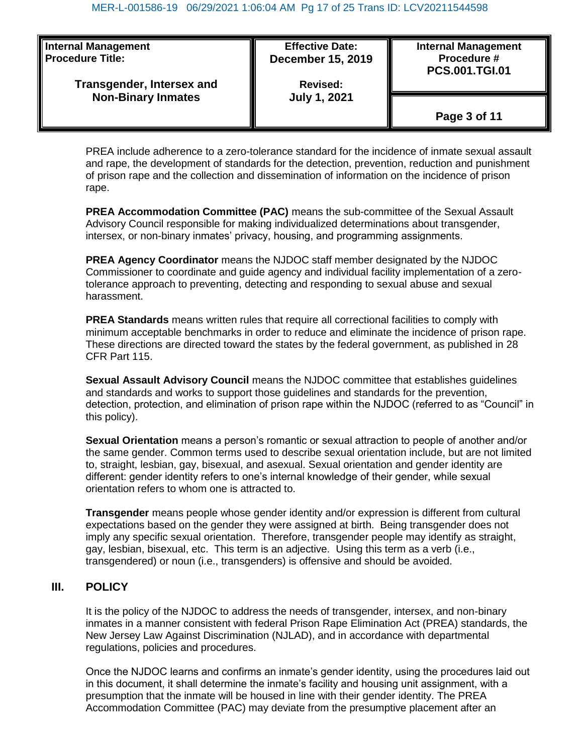PREA include adherence to a zero-tolerance standard for the incidence of inmate sexual assault and rape, the development of standards for the detection, prevention, reduction and punishment of prison rape and the collection and dissemination of information on the incidence of prison rape.

**PREA Accommodation Committee (PAC)** means the sub-committee of the Sexual Assault Advisory Council responsible for making individualized determinations about transgender, intersex, or non-binary inmates' privacy, housing, and programming assignments.

**PREA Agency Coordinator** means the NJDOC staff member designated by the NJDOC Commissioner to coordinate and guide agency and individual facility implementation of a zero-tolerance approach to preventing, detecting and responding to sexual abuse and sexual harassment.

**PREA Standards** means written rules that require all correctional facilities to comply with minimum acceptable benchmarks in order to reduce and eliminate the incidence of prison rape. These directions are directed toward the states by the federal government, as published in 28 CFR Part 115.

**Sexual Assault Advisory Council** means the NJDOC committee that establishes guidelines and standards and works to support those guidelines and standards for the prevention, detection, protection, and elimination of prison rape within the NJDOC (referred to as "Council" in this policy).

**Sexual Orientation** means a person's romantic or sexual attraction to people of another and/or the same gender. Common terms used to describe sexual orientation include, but are not limited to, straight, lesbian, gay, bisexual, and asexual. Sexual orientation and gender identity are different: gender identity refers to one's internal knowledge of their gender, while sexual orientation refers to whom one is attracted to.

**Transgender** means people whose gender identity and/or expression is different from cultural expectations based on the gender they were assigned at birth. Being transgender does not imply any specific sexual orientation. Therefore, transgender people may identify as straight, gay, lesbian, bisexual, etc. This term is an adjective. Using this term as a verb (i.e., transgendered) or noun (i.e., transgenders) is offensive and should be avoided.

## III. POLICY

It is the policy of the NJDOC to address the needs of transgender, intersex, and non-binary inmates in a manner consistent with federal Prison Rape Elimination Act (PREA) standards, the New Jersey Law Against Discrimination (NJLAD), and in accordance with departmental regulations, policies and procedures.

Once the NJDOC learns and confirms an inmate's gender identity, using the procedures laid out in this document, it shall determine the inmate's facility and housing unit assignment, with a presumption that the inmate will be housed in line with their gender identity. The PREA Accommodation Committee (PAC) may deviate from the presumptive placement after an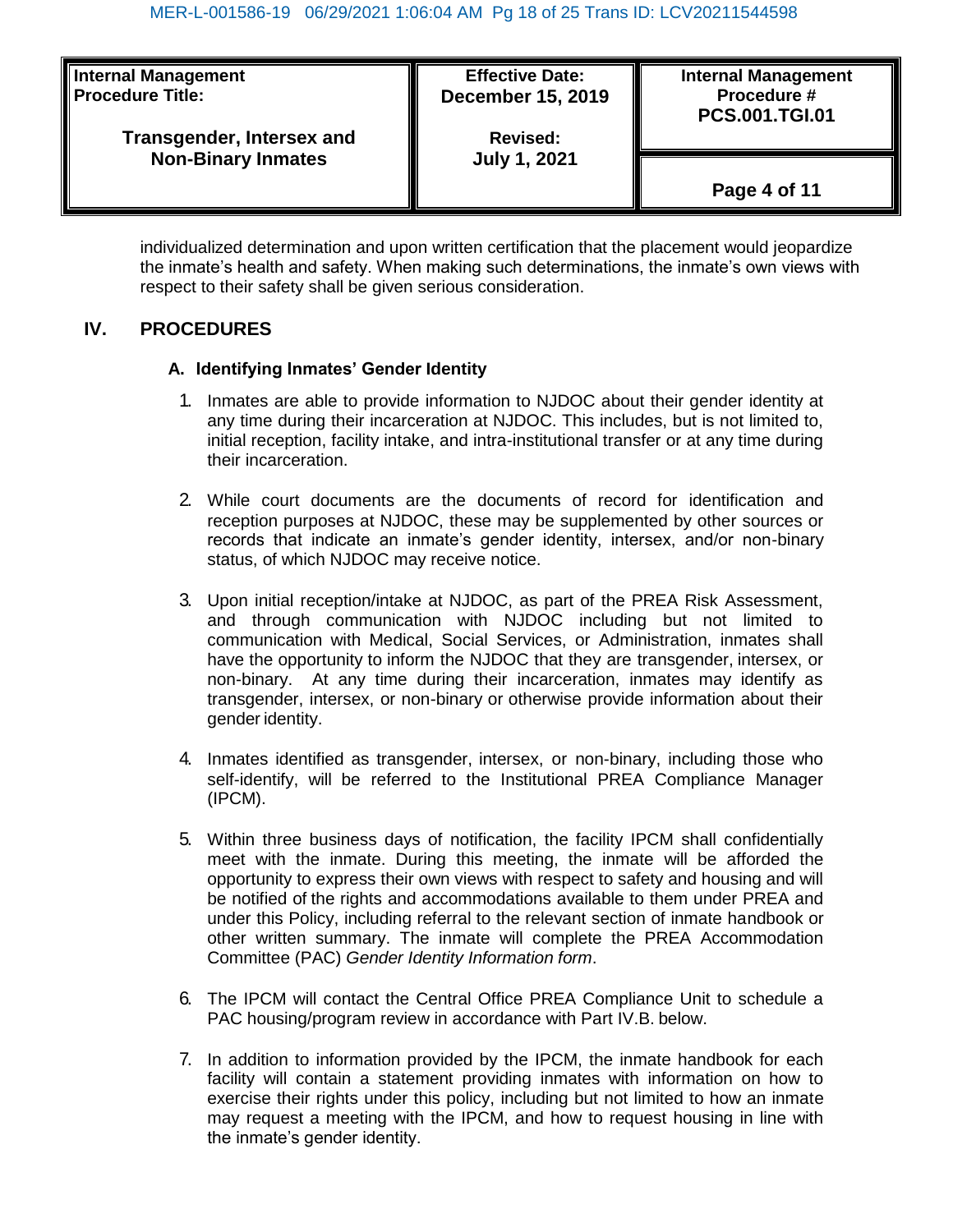individualized determination and upon written certification that the placement would jeopardize the inmate's health and safety. When making such determinations, the inmate's own views with respect to their safety shall be given serious consideration.

## IV. PROCEDURES

### A. Identifying Inmates' Gender Identity

1. Inmates are able to provide information to NJDOC about their gender identity at any time during their incarceration at NJDOC. This includes, but is not limited to, initial reception, facility intake, and intra-institutional transfer or at any time during their incarceration.

2. While court documents are the documents of record for identification and reception purposes at NJDOC, these may be supplemented by other sources or records that indicate an inmate's gender identity, intersex, and/or non-binary status, of which NJDOC may receive notice.

3. Upon initial reception/intake at NJDOC, as part of the PREA Risk Assessment, and through communication with NJDOC including but not limited to communication with Medical, Social Services, or Administration, inmates shall have the opportunity to inform the NJDOC that they are transgender, intersex, or non-binary. At any time during their incarceration, inmates may identify as transgender, intersex, or non-binary or otherwise provide information about their gender identity.

4. Inmates identified as transgender, intersex, or non-binary, including those who self-identify, will be referred to the Institutional PREA Compliance Manager (IPCM).

5. Within three business days of notification, the facility IPCM shall confidentially meet with the inmate. During this meeting, the inmate will be afforded the opportunity to express their own views with respect to safety and housing and will be notified of the rights and accommodations available to them under PREA and under this Policy, including referral to the relevant section of inmate handbook or other written summary. The inmate will complete the PREA Accommodation Committee (PAC) *Gender Identity Information form*.

6. The IPCM will contact the Central Office PREA Compliance Unit to schedule a PAC housing/program review in accordance with Part IV.B. below.

7. In addition to information provided by the IPCM, the inmate handbook for each facility will contain a statement providing inmates with information on how to exercise their rights under this policy, including but not limited to how an inmate may request a meeting with the IPCM, and how to request housing in line with the inmate's gender identity.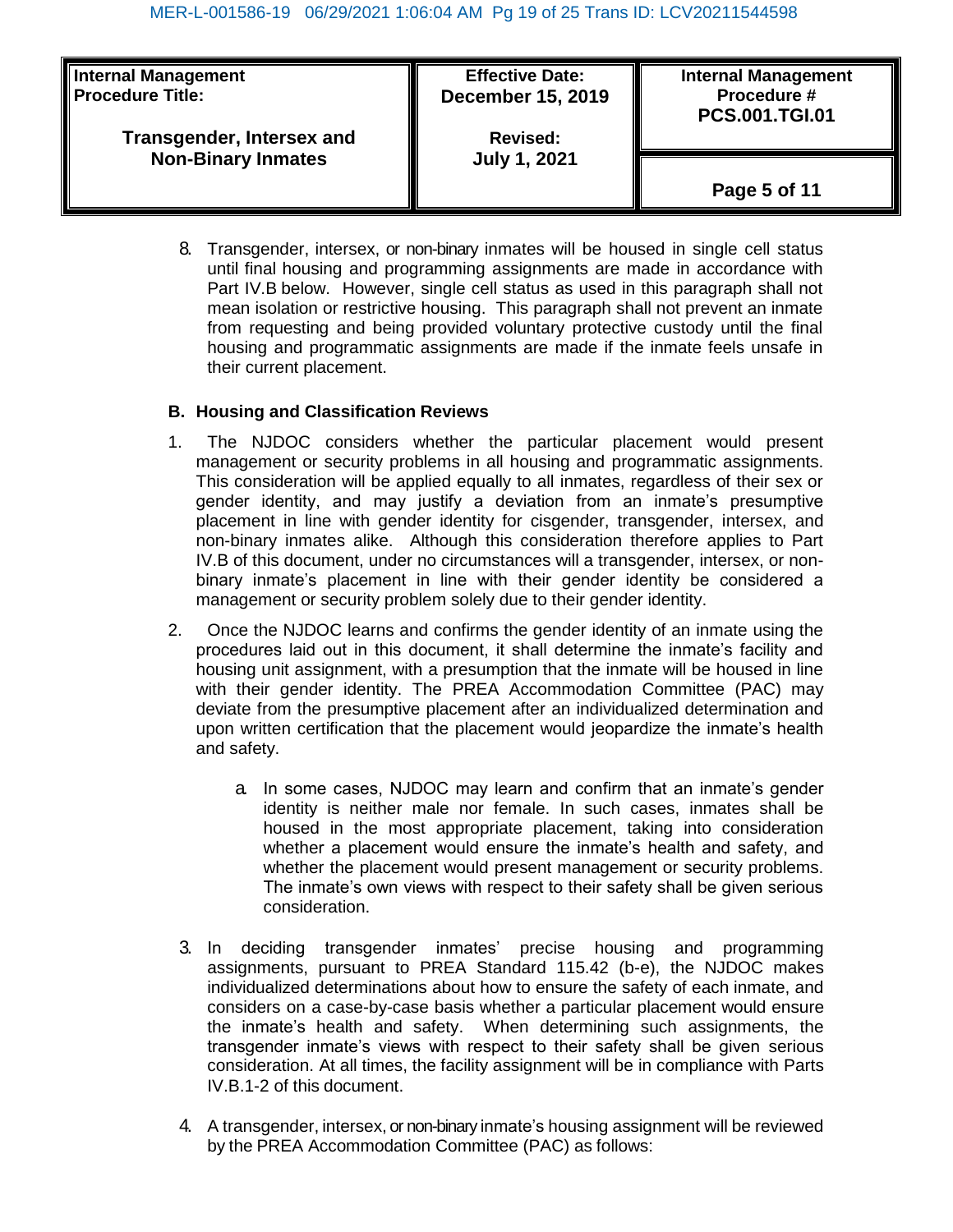8. Transgender, intersex, or non-binary inmates will be housed in single cell status until final housing and programming assignments are made in accordance with Part IV.B below. However, single cell status as used in this paragraph shall not mean isolation or restrictive housing. This paragraph shall not prevent an inmate from requesting and being provided voluntary protective custody until the final housing and programmatic assignments are made if the inmate feels unsafe in their current placement.

**B. Housing and Classification Reviews**

1. The NJDOC considers whether the particular placement would present management or security problems in all housing and programmatic assignments. This consideration will be applied equally to all inmates, regardless of their sex or gender identity, and may justify a deviation from an inmate's presumptive placement in line with gender identity for cisgender, transgender, intersex, and non-binary inmates alike. Although this consideration therefore applies to Part IV.B of this document, under no circumstances will a transgender, intersex, or non-binary inmate's placement in line with their gender identity be considered a management or security problem solely due to their gender identity.

2. Once the NJDOC learns and confirms the gender identity of an inmate using the procedures laid out in this document, it shall determine the inmate's facility and housing unit assignment, with a presumption that the inmate will be housed in line with their gender identity. The PREA Accommodation Committee (PAC) may deviate from the presumptive placement after an individualized determination and upon written certification that the placement would jeopardize the inmate's health and safety.

   a. In some cases, NJDOC may learn and confirm that an inmate's gender identity is neither male nor female. In such cases, inmates shall be housed in the most appropriate placement, taking into consideration whether a placement would ensure the inmate's health and safety, and whether the placement would present management or security problems. The inmate's own views with respect to their safety shall be given serious consideration.

3. In deciding transgender inmates' precise housing and programming assignments, pursuant to PREA Standard 115.42 (b-e), the NJDOC makes individualized determinations about how to ensure the safety of each inmate, and considers on a case-by-case basis whether a particular placement would ensure the inmate's health and safety. When determining such assignments, the transgender inmate's views with respect to their safety shall be given serious consideration. At all times, the facility assignment will be in compliance with Parts IV.B.1-2 of this document.

4. A transgender, intersex, or non-binary inmate's housing assignment will be reviewed by the PREA Accommodation Committee (PAC) as follows: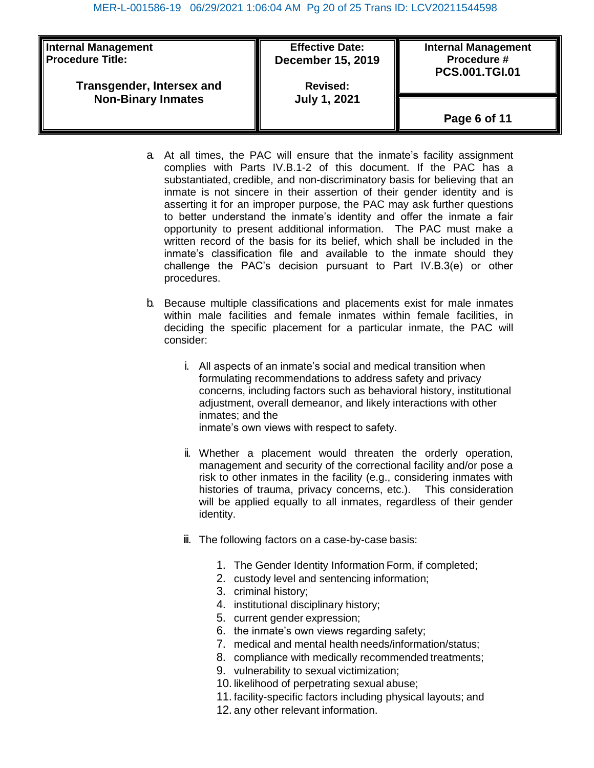| Internal Management Procedure Title: Transgender, Intersex and Non-Binary Inmates | Effective Date: December 15, 2019 Revised: July 1, 2021 | Internal Management Procedure # PCS.001.TGI.01 |
|---|---|---|

a. At all times, the PAC will ensure that the inmate's facility assignment complies with Parts IV.B.1-2 of this document. If the PAC has a substantiated, credible, and non-discriminatory basis for believing that an inmate is not sincere in their assertion of their gender identity and is asserting it for an improper purpose, the PAC may ask further questions to better understand the inmate's identity and offer the inmate a fair opportunity to present additional information. The PAC must make a written record of the basis for its belief, which shall be included in the inmate's classification file and available to the inmate should they challenge the PAC's decision pursuant to Part IV.B.3(e) or other procedures.

b. Because multiple classifications and placements exist for male inmates within male facilities and female inmates within female facilities, in deciding the specific placement for a particular inmate, the PAC will consider:

   i. All aspects of an inmate's social and medical transition when formulating recommendations to address safety and privacy concerns, including factors such as behavioral history, institutional adjustment, overall demeanor, and likely interactions with other inmates; and the inmate's own views with respect to safety.

   ii. Whether a placement would threaten the orderly operation, management and security of the correctional facility and/or pose a risk to other inmates in the facility (e.g., considering inmates with histories of trauma, privacy concerns, etc.). This consideration will be applied equally to all inmates, regardless of their gender identity.

   iii. The following factors on a case-by-case basis:

      1. The Gender Identity Information Form, if completed;
      2. custody level and sentencing information;
      3. criminal history;
      4. institutional disciplinary history;
      5. current gender expression;
      6. the inmate's own views regarding safety;
      7. medical and mental health needs/information/status;
      8. compliance with medically recommended treatments;
      9. vulnerability to sexual victimization;
      10. likelihood of perpetrating sexual abuse;
      11. facility-specific factors including physical layouts; and
      12. any other relevant information.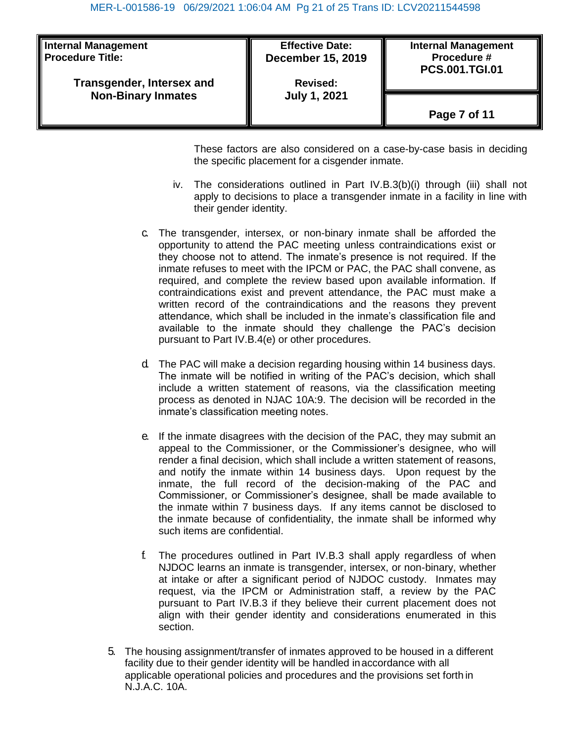These factors are also considered on a case-by-case basis in deciding the specific placement for a cisgender inmate.

iv. The considerations outlined in Part IV.B.3(b)(i) through (iii) shall not apply to decisions to place a transgender inmate in a facility in line with their gender identity.

c. The transgender, intersex, or non-binary inmate shall be afforded the opportunity to attend the PAC meeting unless contraindications exist or they choose not to attend. The inmate's presence is not required. If the inmate refuses to meet with the IPCM or PAC, the PAC shall convene, as required, and complete the review based upon available information. If contraindications exist and prevent attendance, the PAC must make a written record of the contraindications and the reasons they prevent attendance, which shall be included in the inmate's classification file and available to the inmate should they challenge the PAC's decision pursuant to Part IV.B.4(e) or other procedures.

d. The PAC will make a decision regarding housing within 14 business days. The inmate will be notified in writing of the PAC's decision, which shall include a written statement of reasons, via the classification meeting process as denoted in NJAC 10A:9. The decision will be recorded in the inmate's classification meeting notes.

e. If the inmate disagrees with the decision of the PAC, they may submit an appeal to the Commissioner, or the Commissioner's designee, who will render a final decision, which shall include a written statement of reasons, and notify the inmate within 14 business days. Upon request by the inmate, the full record of the decision-making of the PAC and Commissioner, or Commissioner's designee, shall be made available to the inmate within 7 business days. If any items cannot be disclosed to the inmate because of confidentiality, the inmate shall be informed why such items are confidential.

f. The procedures outlined in Part IV.B.3 shall apply regardless of when NJDOC learns an inmate is transgender, intersex, or non-binary, whether at intake or after a significant period of NJDOC custody. Inmates may request, via the IPCM or Administration staff, a review by the PAC pursuant to Part IV.B.3 if they believe their current placement does not align with their gender identity and considerations enumerated in this section.

5. The housing assignment/transfer of inmates approved to be housed in a different facility due to their gender identity will be handled in accordance with all applicable operational policies and procedures and the provisions set forth in N.J.A.C. 10A.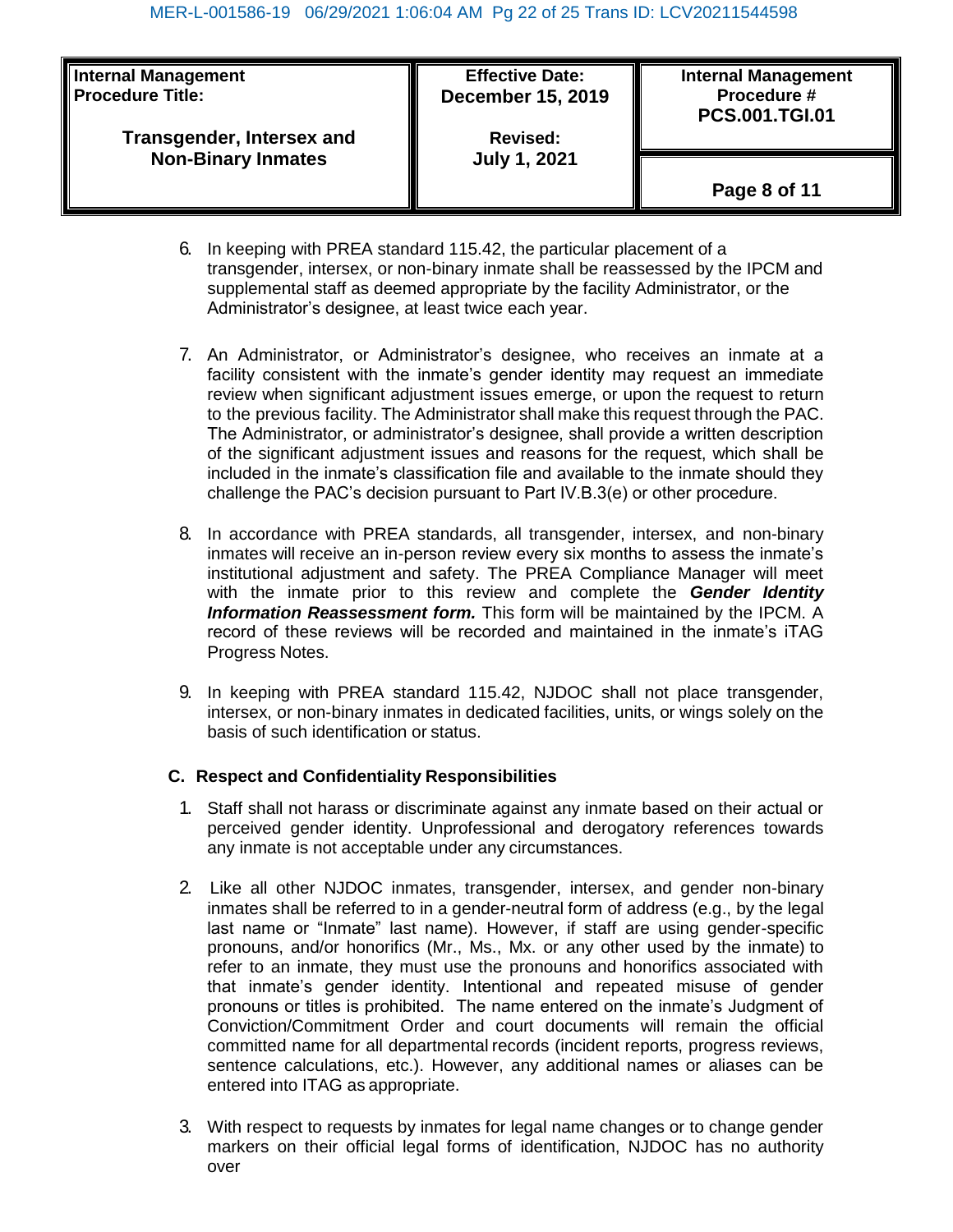| Internal Management Procedure Title: Transgender, Intersex and Non-Binary Inmates | Effective Date: December 15, 2019 Revised: July 1, 2021 | Internal Management Procedure # PCS.001.TGI.01 |
| --- | --- | --- |

6. In keeping with PREA standard 115.42, the particular placement of a transgender, intersex, or non-binary inmate shall be reassessed by the IPCM and supplemental staff as deemed appropriate by the facility Administrator, or the Administrator's designee, at least twice each year.

7. An Administrator, or Administrator's designee, who receives an inmate at a facility consistent with the inmate's gender identity may request an immediate review when significant adjustment issues emerge, or upon the request to return to the previous facility. The Administrator shall make this request through the PAC. The Administrator, or administrator's designee, shall provide a written description of the significant adjustment issues and reasons for the request, which shall be included in the inmate's classification file and available to the inmate should they challenge the PAC's decision pursuant to Part IV.B.3(e) or other procedure.

8. In accordance with PREA standards, all transgender, intersex, and non-binary inmates will receive an in-person review every six months to assess the inmate's institutional adjustment and safety. The PREA Compliance Manager will meet with the inmate prior to this review and complete the ***Gender Identity Information Reassessment form.*** This form will be maintained by the IPCM. A record of these reviews will be recorded and maintained in the inmate's iTAG Progress Notes.

9. In keeping with PREA standard 115.42, NJDOC shall not place transgender, intersex, or non-binary inmates in dedicated facilities, units, or wings solely on the basis of such identification or status.

**C. Respect and Confidentiality Responsibilities**

1. Staff shall not harass or discriminate against any inmate based on their actual or perceived gender identity. Unprofessional and derogatory references towards any inmate is not acceptable under any circumstances.

2. Like all other NJDOC inmates, transgender, intersex, and gender non-binary inmates shall be referred to in a gender-neutral form of address (e.g., by the legal last name or "Inmate" last name). However, if staff are using gender-specific pronouns, and/or honorifics (Mr., Ms., Mx. or any other used by the inmate) to refer to an inmate, they must use the pronouns and honorifics associated with that inmate's gender identity. Intentional and repeated misuse of gender pronouns or titles is prohibited. The name entered on the inmate's Judgment of Conviction/Commitment Order and court documents will remain the official committed name for all departmental records (incident reports, progress reviews, sentence calculations, etc.). However, any additional names or aliases can be entered into ITAG as appropriate.

3. With respect to requests by inmates for legal name changes or to change gender markers on their official legal forms of identification, NJDOC has no authority over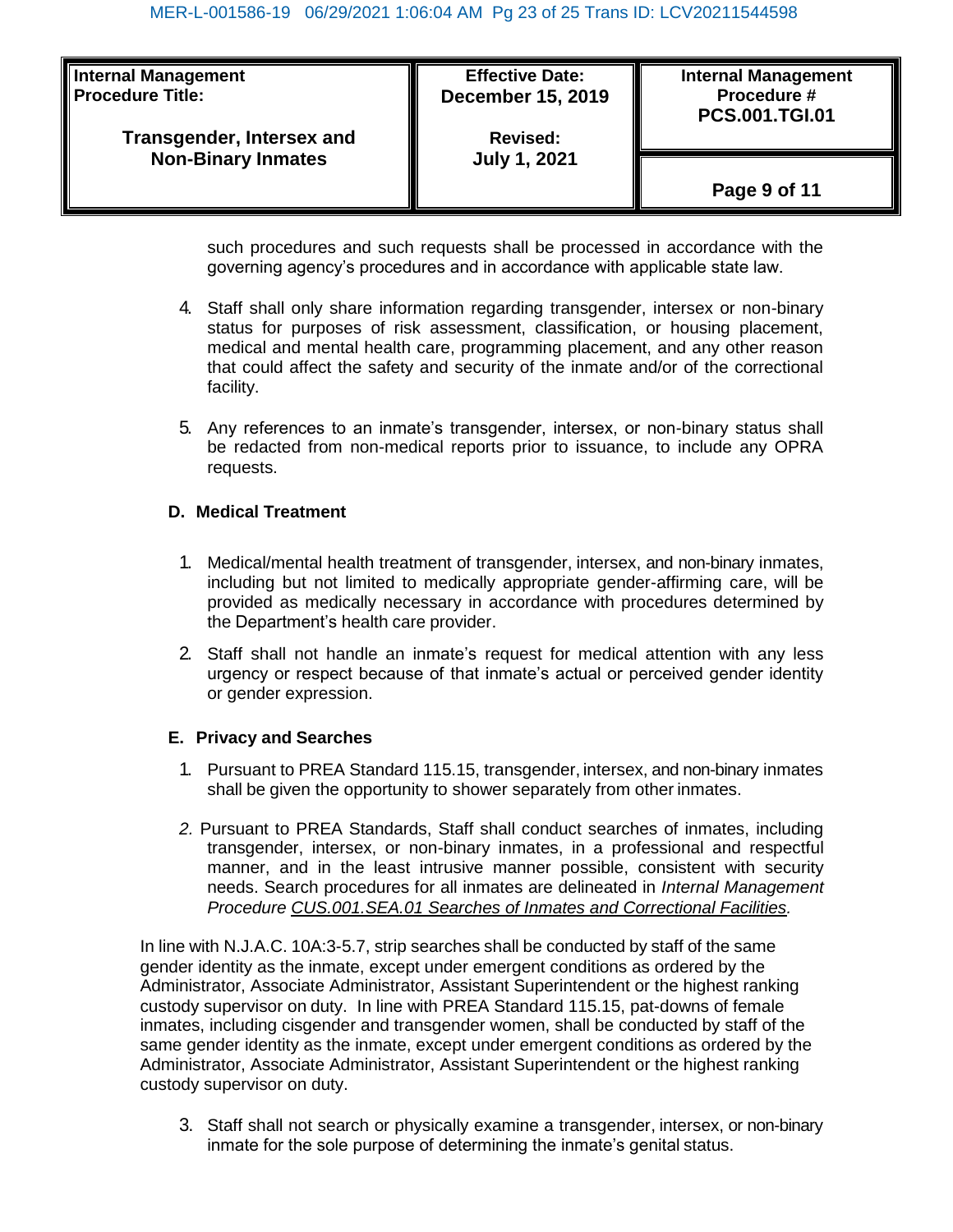such procedures and such requests shall be processed in accordance with the governing agency's procedures and in accordance with applicable state law.

4. Staff shall only share information regarding transgender, intersex or non-binary status for purposes of risk assessment, classification, or housing placement, medical and mental health care, programming placement, and any other reason that could affect the safety and security of the inmate and/or of the correctional facility.

5. Any references to an inmate's transgender, intersex, or non-binary status shall be redacted from non-medical reports prior to issuance, to include any OPRA requests.

### D. Medical Treatment

1. Medical/mental health treatment of transgender, intersex, and non-binary inmates, including but not limited to medically appropriate gender-affirming care, will be provided as medically necessary in accordance with procedures determined by the Department's health care provider.

2. Staff shall not handle an inmate's request for medical attention with any less urgency or respect because of that inmate's actual or perceived gender identity or gender expression.

### E. Privacy and Searches

1. Pursuant to PREA Standard 115.15, transgender, intersex, and non-binary inmates shall be given the opportunity to shower separately from other inmates.

2. Pursuant to PREA Standards, Staff shall conduct searches of inmates, including transgender, intersex, or non-binary inmates, in a professional and respectful manner, and in the least intrusive manner possible, consistent with security needs. Search procedures for all inmates are delineated in *Internal Management Procedure <u>CUS.001.SEA.01 Searches of Inmates and Correctional Facilities</u>.*

In line with N.J.A.C. 10A:3-5.7, strip searches shall be conducted by staff of the same gender identity as the inmate, except under emergent conditions as ordered by the Administrator, Associate Administrator, Assistant Superintendent or the highest ranking custody supervisor on duty. In line with PREA Standard 115.15, pat-downs of female inmates, including cisgender and transgender women, shall be conducted by staff of the same gender identity as the inmate, except under emergent conditions as ordered by the Administrator, Associate Administrator, Assistant Superintendent or the highest ranking custody supervisor on duty.

3. Staff shall not search or physically examine a transgender, intersex, or non-binary inmate for the sole purpose of determining the inmate's genital status.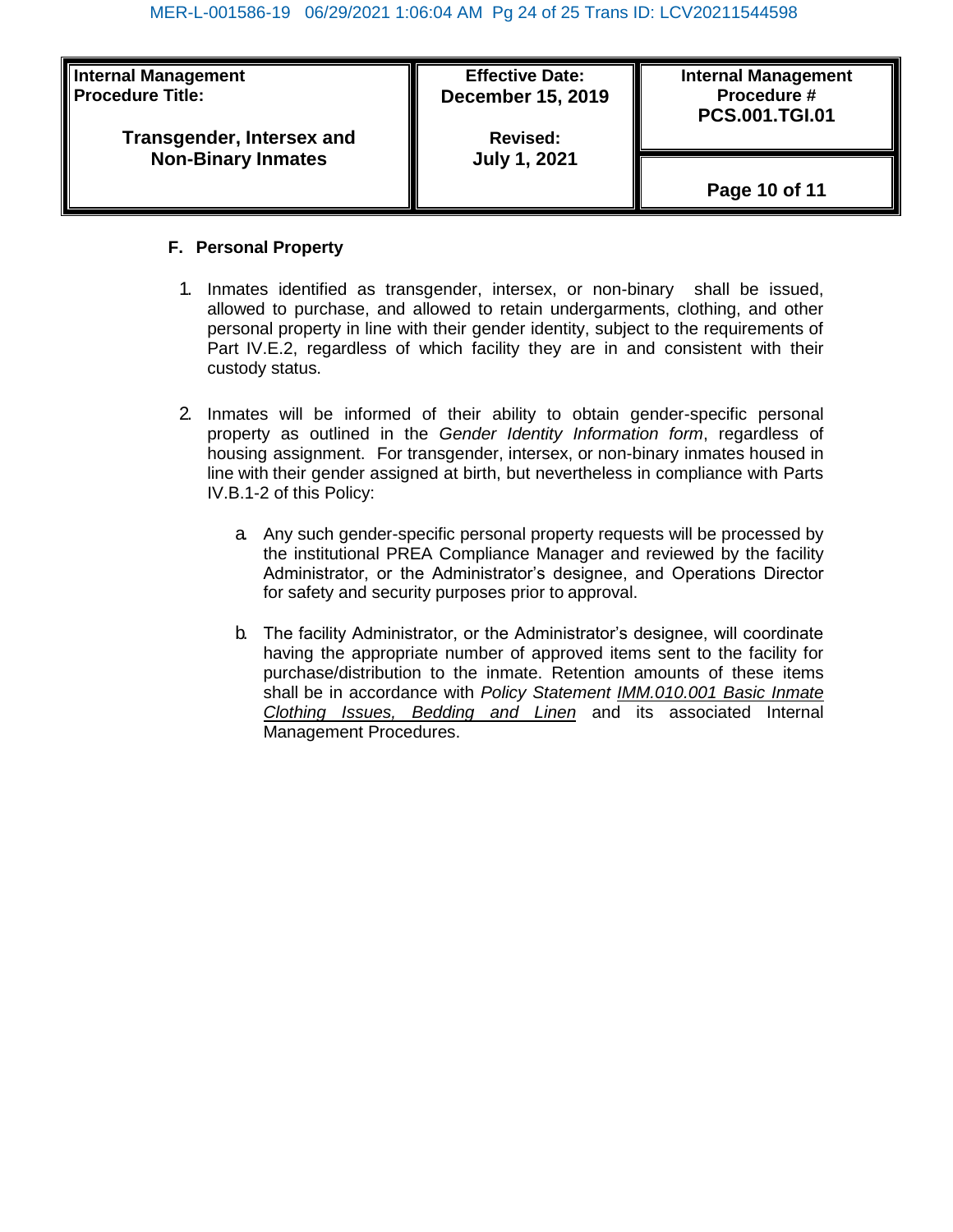| Internal Management Procedure Title: Transgender, Intersex and Non-Binary Inmates | Effective Date: December 15, 2019 Revised: July 1, 2021 | Internal Management Procedure # PCS.001.TGI.01 |
|---|---|---|

## F. Personal Property

1. Inmates identified as transgender, intersex, or non-binary shall be issued, allowed to purchase, and allowed to retain undergarments, clothing, and other personal property in line with their gender identity, subject to the requirements of Part IV.E.2, regardless of which facility they are in and consistent with their custody status.

2. Inmates will be informed of their ability to obtain gender-specific personal property as outlined in the *Gender Identity Information form*, regardless of housing assignment. For transgender, intersex, or non-binary inmates housed in line with their gender assigned at birth, but nevertheless in compliance with Parts IV.B.1-2 of this Policy:

   a. Any such gender-specific personal property requests will be processed by the institutional PREA Compliance Manager and reviewed by the facility Administrator, or the Administrator's designee, and Operations Director for safety and security purposes prior to approval.

   b. The facility Administrator, or the Administrator's designee, will coordinate having the appropriate number of approved items sent to the facility for purchase/distribution to the inmate. Retention amounts of these items shall be in accordance with *Policy Statement IMM.010.001 Basic Inmate Clothing Issues, Bedding and Linen* and its associated Internal Management Procedures.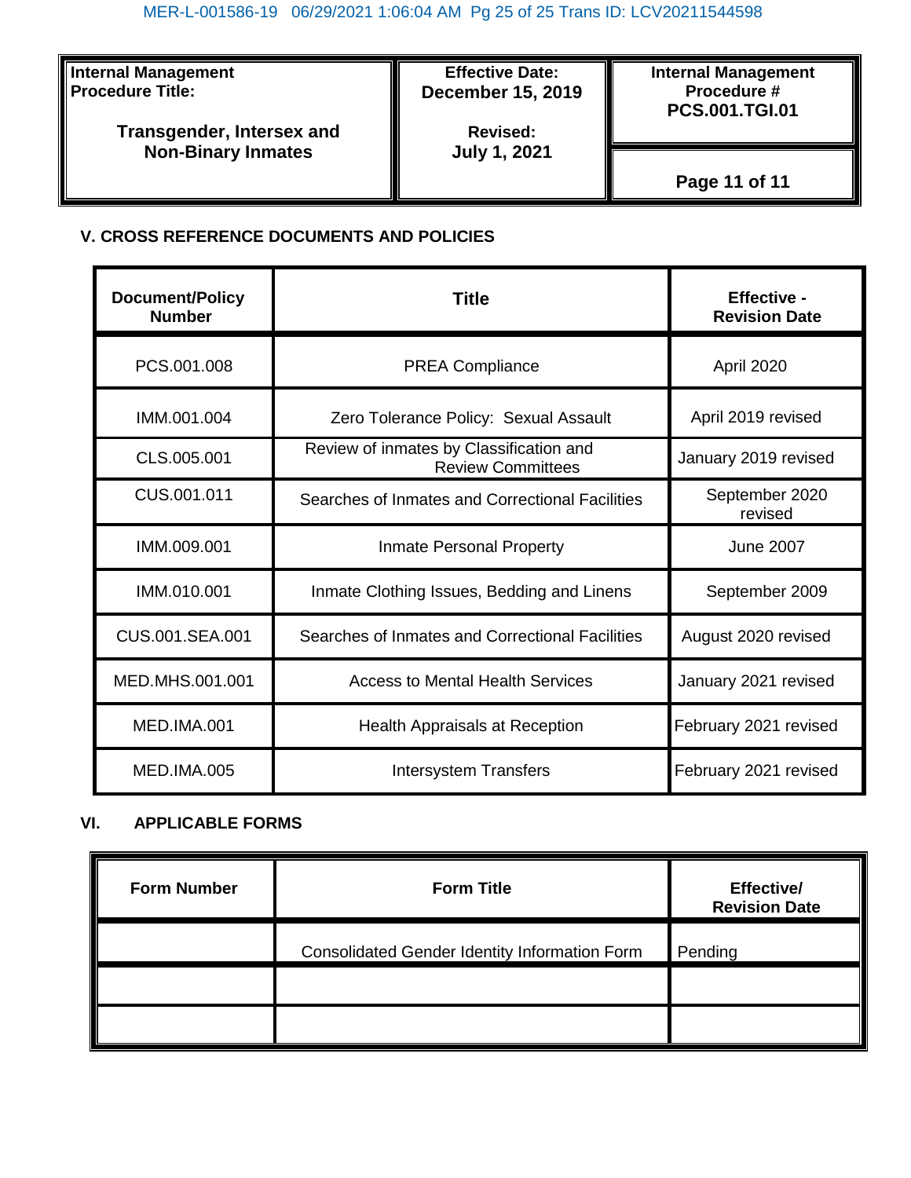| Internal Management Procedure Title: Transgender, Intersex and Non-Binary Inmates | Effective Date: December 15, 2019 Revised: July 1, 2021 | Internal Management Procedure # PCS.001.TGI.01 |
|---|---|---|

## V. CROSS REFERENCE DOCUMENTS AND POLICIES

| Document/Policy Number | Title | Effective - Revision Date |
|---|---|---|
| PCS.001.008 | PREA Compliance | April 2020 |
| IMM.001.004 | Zero Tolerance Policy: Sexual Assault | April 2019 revised |
| CLS.005.001 | Review of inmates by Classification and Review Committees | January 2019 revised |
| CUS.001.011 | Searches of Inmates and Correctional Facilities | September 2020 revised |
| IMM.009.001 | Inmate Personal Property | June 2007 |
| IMM.010.001 | Inmate Clothing Issues, Bedding and Linens | September 2009 |
| CUS.001.SEA.001 | Searches of Inmates and Correctional Facilities | August 2020 revised |
| MED.MHS.001.001 | Access to Mental Health Services | January 2021 revised |
| MED.IMA.001 | Health Appraisals at Reception | February 2021 revised |
| MED.IMA.005 | Intersystem Transfers | February 2021 revised |

## VI. APPLICABLE FORMS

| Form Number | Form Title | Effective/ Revision Date |
|---|---|---|
| | Consolidated Gender Identity Information Form | Pending |
| | | |
| | | |